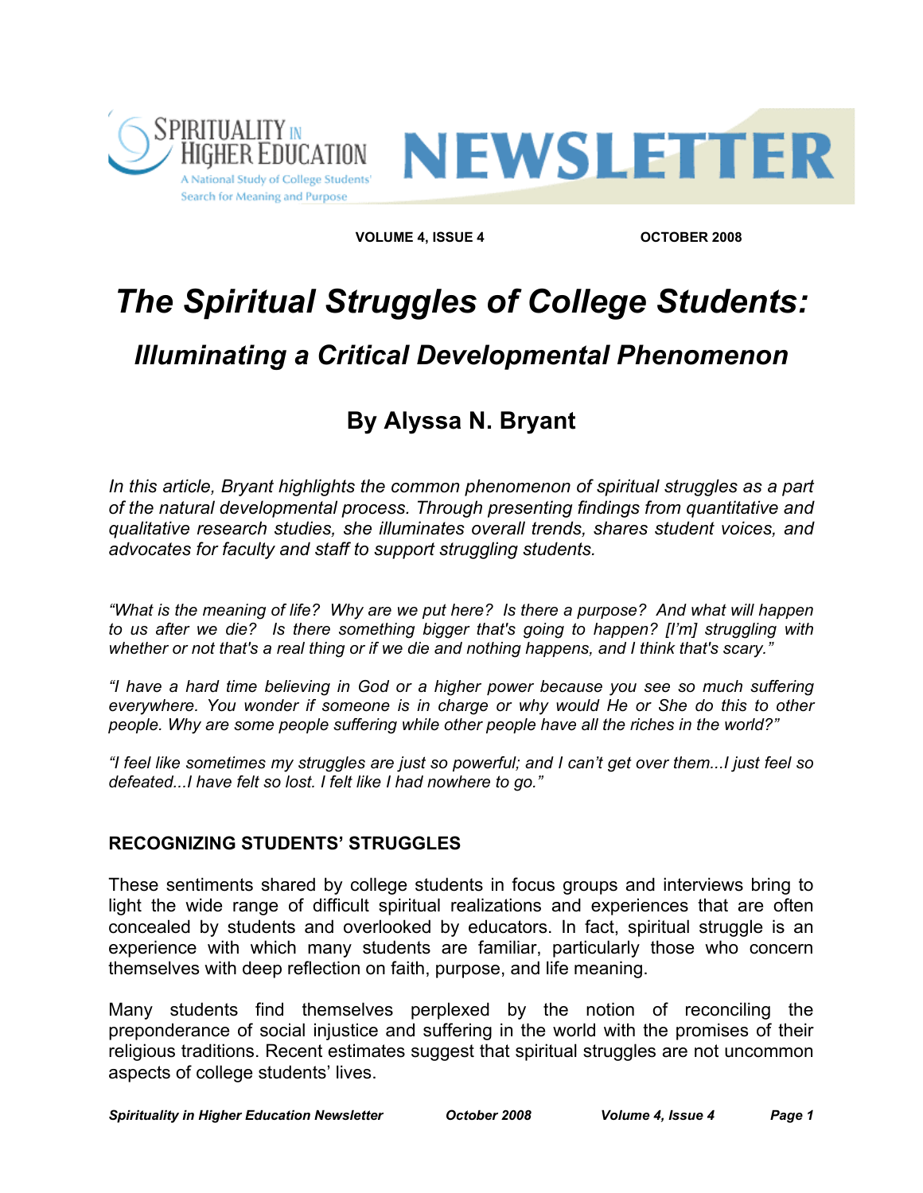# The Spiritual Struggles of College Students:

## Illuminating a Critical Developmental Phenomenon

### By Alyssa N. Bryant

*In this article, Bryant highlights the common phenomenon of spiritual struggles as a part of the natural developmental process. Through presenting findings from quantitative and qualitative research studies, she illuminates overall trends, shares student voices, and advocates for faculty and staff to support struggling students.*

*"What is the meaning of life? Why are we put here? Is there a purpose? And what will happen to us after we die? Is there something bigger that's going to happen? [I'm] struggling with whether or not that's a real thing or if we die and nothing happens, and I think that's scary."*

*"I have a hard time believing in God or a higher power because you see so much suffering everywhere. You wonder if someone is in charge or why would He or She do this to other people. Why are some people suffering while other people have all the riches in the world?"*

*"I feel like sometimes my struggles are just so powerful; and I can't get over them...I just feel so defeated...I have felt so lost. I felt like I had nowhere to go."*

**RECOGNIZING STUDENTS' STRUGGLES**

These sentiments shared by college students in focus groups and interviews bring to light the wide range of difficult spiritual realizations and experiences that are often concealed by students and overlooked by educators. In fact, spiritual struggle is an experience with which many students are familiar, particularly those who concern themselves with deep reflection on faith, purpose, and life meaning.

Many students find themselves perplexed by the notion of reconciling the preponderance of social injustice and suffering in the world with the promises of their religious traditions. Recent estimates suggest that spiritual struggles are not uncommon aspects of college students' lives.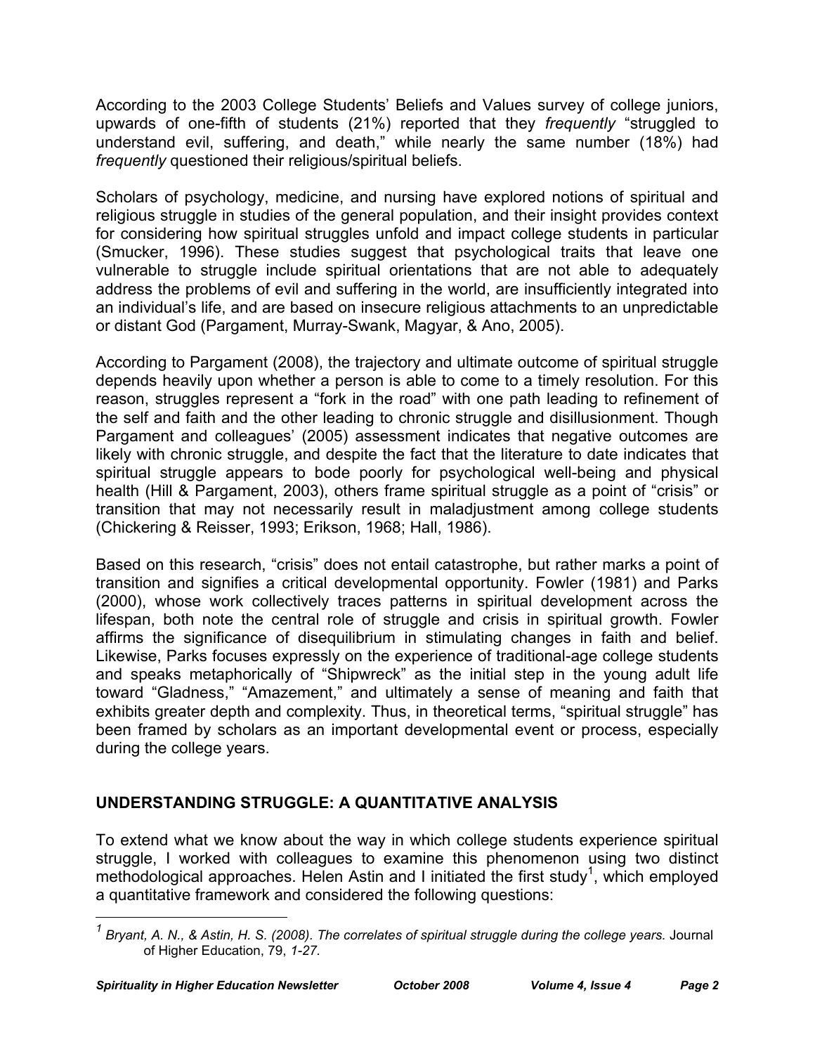According to the 2003 College Students' Beliefs and Values survey of college juniors, upwards of one-fifth of students (21%) reported that they *frequently* "struggled to understand evil, suffering, and death," while nearly the same number (18%) had *frequently* questioned their religious/spiritual beliefs.

Scholars of psychology, medicine, and nursing have explored notions of spiritual and religious struggle in studies of the general population, and their insight provides context for considering how spiritual struggles unfold and impact college students in particular (Smucker, 1996). These studies suggest that psychological traits that leave one vulnerable to struggle include spiritual orientations that are not able to adequately address the problems of evil and suffering in the world, are insufficiently integrated into an individual's life, and are based on insecure religious attachments to an unpredictable or distant God (Pargament, Murray-Swank, Magyar, & Ano, 2005).

According to Pargament (2008), the trajectory and ultimate outcome of spiritual struggle depends heavily upon whether a person is able to come to a timely resolution. For this reason, struggles represent a "fork in the road" with one path leading to refinement of the self and faith and the other leading to chronic struggle and disillusionment. Though Pargament and colleagues' (2005) assessment indicates that negative outcomes are likely with chronic struggle, and despite the fact that the literature to date indicates that spiritual struggle appears to bode poorly for psychological well-being and physical health (Hill & Pargament, 2003), others frame spiritual struggle as a point of "crisis" or transition that may not necessarily result in maladjustment among college students (Chickering & Reisser, 1993; Erikson, 1968; Hall, 1986).

Based on this research, "crisis" does not entail catastrophe, but rather marks a point of transition and signifies a critical developmental opportunity. Fowler (1981) and Parks (2000), whose work collectively traces patterns in spiritual development across the lifespan, both note the central role of struggle and crisis in spiritual growth. Fowler affirms the significance of disequilibrium in stimulating changes in faith and belief. Likewise, Parks focuses expressly on the experience of traditional-age college students and speaks metaphorically of "Shipwreck" as the initial step in the young adult life toward "Gladness," "Amazement," and ultimately a sense of meaning and faith that exhibits greater depth and complexity. Thus, in theoretical terms, "spiritual struggle" has been framed by scholars as an important developmental event or process, especially during the college years.

## UNDERSTANDING STRUGGLE: A QUANTITATIVE ANALYSIS

To extend what we know about the way in which college students experience spiritual struggle, I worked with colleagues to examine this phenomenon using two distinct methodological approaches. Helen Astin and I initiated the first study[1], which employed a quantitative framework and considered the following questions:

---

[1] *Bryant, A. N., & Astin, H. S. (2008). The correlates of spiritual struggle during the college years.* Journal of Higher Education, 79, *1-27.*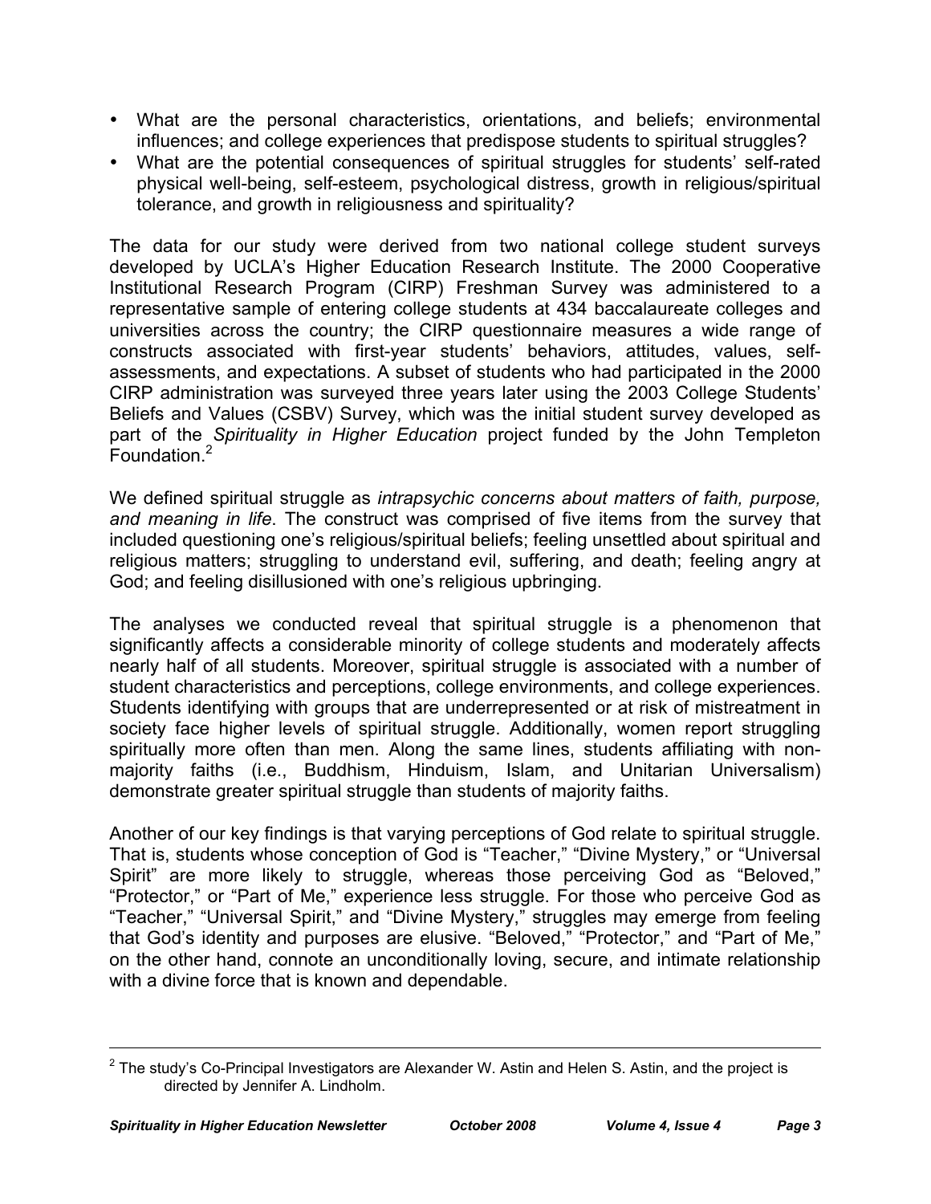- What are the personal characteristics, orientations, and beliefs; environmental influences; and college experiences that predispose students to spiritual struggles?
- What are the potential consequences of spiritual struggles for students' self-rated physical well-being, self-esteem, psychological distress, growth in religious/spiritual tolerance, and growth in religiousness and spirituality?

The data for our study were derived from two national college student surveys developed by UCLA's Higher Education Research Institute. The 2000 Cooperative Institutional Research Program (CIRP) Freshman Survey was administered to a representative sample of entering college students at 434 baccalaureate colleges and universities across the country; the CIRP questionnaire measures a wide range of constructs associated with first-year students' behaviors, attitudes, values, self-assessments, and expectations. A subset of students who had participated in the 2000 CIRP administration was surveyed three years later using the 2003 College Students' Beliefs and Values (CSBV) Survey, which was the initial student survey developed as part of the *Spirituality in Higher Education* project funded by the John Templeton Foundation.[2]

We defined spiritual struggle as *intrapsychic concerns about matters of faith, purpose, and meaning in life*. The construct was comprised of five items from the survey that included questioning one's religious/spiritual beliefs; feeling unsettled about spiritual and religious matters; struggling to understand evil, suffering, and death; feeling angry at God; and feeling disillusioned with one's religious upbringing.

The analyses we conducted reveal that spiritual struggle is a phenomenon that significantly affects a considerable minority of college students and moderately affects nearly half of all students. Moreover, spiritual struggle is associated with a number of student characteristics and perceptions, college environments, and college experiences. Students identifying with groups that are underrepresented or at risk of mistreatment in society face higher levels of spiritual struggle. Additionally, women report struggling spiritually more often than men. Along the same lines, students affiliating with non-majority faiths (i.e., Buddhism, Hinduism, Islam, and Unitarian Universalism) demonstrate greater spiritual struggle than students of majority faiths.

Another of our key findings is that varying perceptions of God relate to spiritual struggle. That is, students whose conception of God is "Teacher," "Divine Mystery," or "Universal Spirit" are more likely to struggle, whereas those perceiving God as "Beloved," "Protector," or "Part of Me," experience less struggle. For those who perceive God as "Teacher," "Universal Spirit," and "Divine Mystery," struggles may emerge from feeling that God's identity and purposes are elusive. "Beloved," "Protector," and "Part of Me," on the other hand, connote an unconditionally loving, secure, and intimate relationship with a divine force that is known and dependable.

---

[2] The study's Co-Principal Investigators are Alexander W. Astin and Helen S. Astin, and the project is directed by Jennifer A. Lindholm.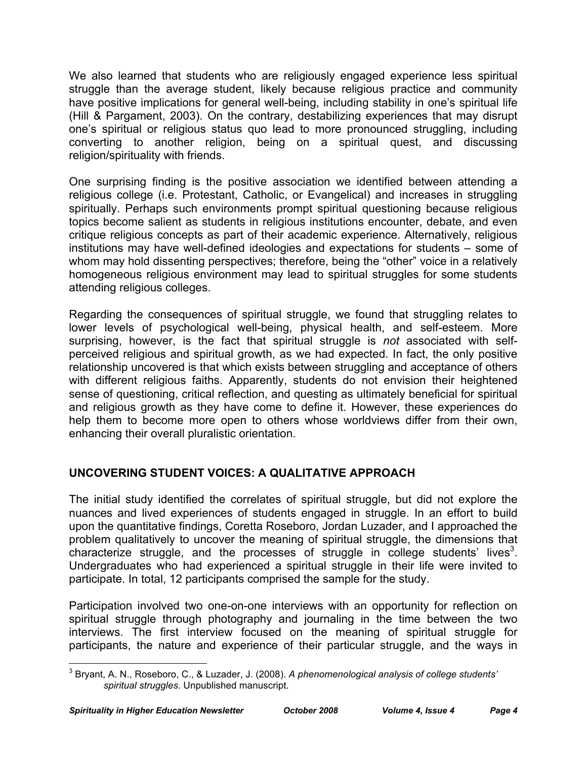We also learned that students who are religiously engaged experience less spiritual struggle than the average student, likely because religious practice and community have positive implications for general well-being, including stability in one's spiritual life (Hill & Pargament, 2003). On the contrary, destabilizing experiences that may disrupt one's spiritual or religious status quo lead to more pronounced struggling, including converting to another religion, being on a spiritual quest, and discussing religion/spirituality with friends.

One surprising finding is the positive association we identified between attending a religious college (i.e. Protestant, Catholic, or Evangelical) and increases in struggling spiritually. Perhaps such environments prompt spiritual questioning because religious topics become salient as students in religious institutions encounter, debate, and even critique religious concepts as part of their academic experience. Alternatively, religious institutions may have well-defined ideologies and expectations for students – some of whom may hold dissenting perspectives; therefore, being the "other" voice in a relatively homogeneous religious environment may lead to spiritual struggles for some students attending religious colleges.

Regarding the consequences of spiritual struggle, we found that struggling relates to lower levels of psychological well-being, physical health, and self-esteem. More surprising, however, is the fact that spiritual struggle is *not* associated with self-perceived religious and spiritual growth, as we had expected. In fact, the only positive relationship uncovered is that which exists between struggling and acceptance of others with different religious faiths. Apparently, students do not envision their heightened sense of questioning, critical reflection, and questing as ultimately beneficial for spiritual and religious growth as they have come to define it. However, these experiences do help them to become more open to others whose worldviews differ from their own, enhancing their overall pluralistic orientation.

## UNCOVERING STUDENT VOICES: A QUALITATIVE APPROACH

The initial study identified the correlates of spiritual struggle, but did not explore the nuances and lived experiences of students engaged in struggle. In an effort to build upon the quantitative findings, Coretta Roseboro, Jordan Luzader, and I approached the problem qualitatively to uncover the meaning of spiritual struggle, the dimensions that characterize struggle, and the processes of struggle in college students' lives[3]. Undergraduates who had experienced a spiritual struggle in their life were invited to participate. In total, 12 participants comprised the sample for the study.

Participation involved two one-on-one interviews with an opportunity for reflection on spiritual struggle through photography and journaling in the time between the two interviews. The first interview focused on the meaning of spiritual struggle for participants, the nature and experience of their particular struggle, and the ways in

[3] Bryant, A. N., Roseboro, C., & Luzader, J. (2008). *A phenomenological analysis of college students' spiritual struggles.* Unpublished manuscript.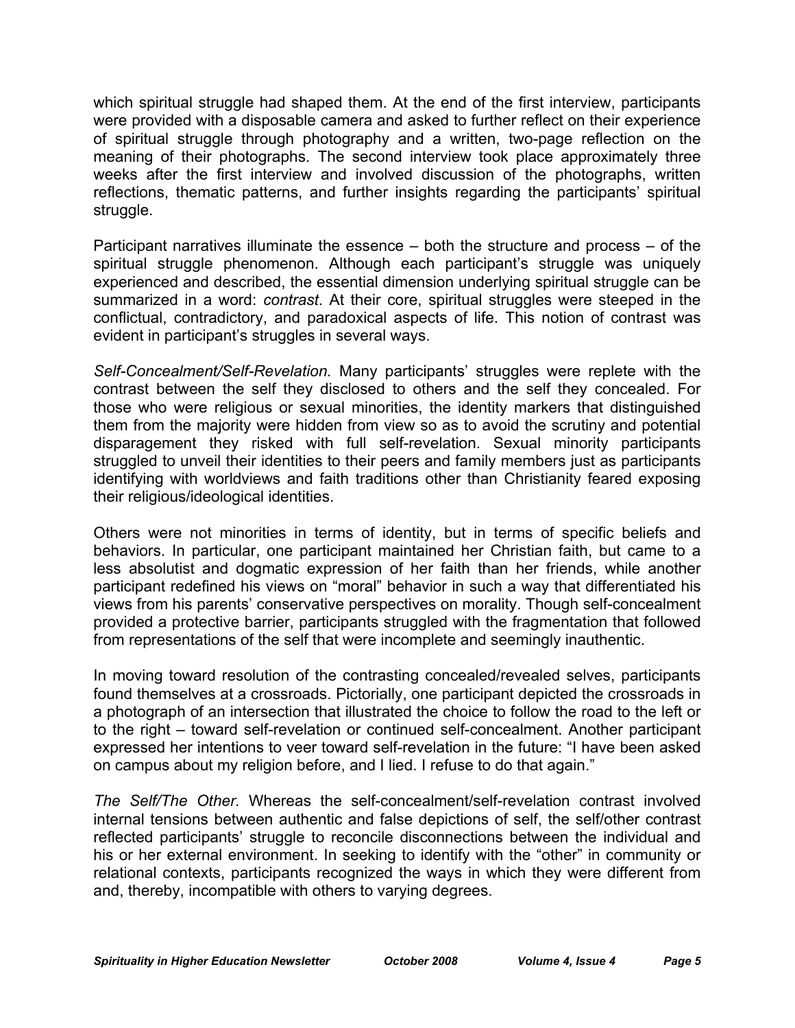which spiritual struggle had shaped them. At the end of the first interview, participants were provided with a disposable camera and asked to further reflect on their experience of spiritual struggle through photography and a written, two-page reflection on the meaning of their photographs. The second interview took place approximately three weeks after the first interview and involved discussion of the photographs, written reflections, thematic patterns, and further insights regarding the participants' spiritual struggle.

Participant narratives illuminate the essence – both the structure and process – of the spiritual struggle phenomenon. Although each participant's struggle was uniquely experienced and described, the essential dimension underlying spiritual struggle can be summarized in a word: *contrast*. At their core, spiritual struggles were steeped in the conflictual, contradictory, and paradoxical aspects of life. This notion of contrast was evident in participant's struggles in several ways.

*Self-Concealment/Self-Revelation.* Many participants' struggles were replete with the contrast between the self they disclosed to others and the self they concealed. For those who were religious or sexual minorities, the identity markers that distinguished them from the majority were hidden from view so as to avoid the scrutiny and potential disparagement they risked with full self-revelation. Sexual minority participants struggled to unveil their identities to their peers and family members just as participants identifying with worldviews and faith traditions other than Christianity feared exposing their religious/ideological identities.

Others were not minorities in terms of identity, but in terms of specific beliefs and behaviors. In particular, one participant maintained her Christian faith, but came to a less absolutist and dogmatic expression of her faith than her friends, while another participant redefined his views on "moral" behavior in such a way that differentiated his views from his parents' conservative perspectives on morality. Though self-concealment provided a protective barrier, participants struggled with the fragmentation that followed from representations of the self that were incomplete and seemingly inauthentic.

In moving toward resolution of the contrasting concealed/revealed selves, participants found themselves at a crossroads. Pictorially, one participant depicted the crossroads in a photograph of an intersection that illustrated the choice to follow the road to the left or to the right – toward self-revelation or continued self-concealment. Another participant expressed her intentions to veer toward self-revelation in the future: "I have been asked on campus about my religion before, and I lied. I refuse to do that again."

*The Self/The Other.* Whereas the self-concealment/self-revelation contrast involved internal tensions between authentic and false depictions of self, the self/other contrast reflected participants' struggle to reconcile disconnections between the individual and his or her external environment. In seeking to identify with the "other" in community or relational contexts, participants recognized the ways in which they were different from and, thereby, incompatible with others to varying degrees.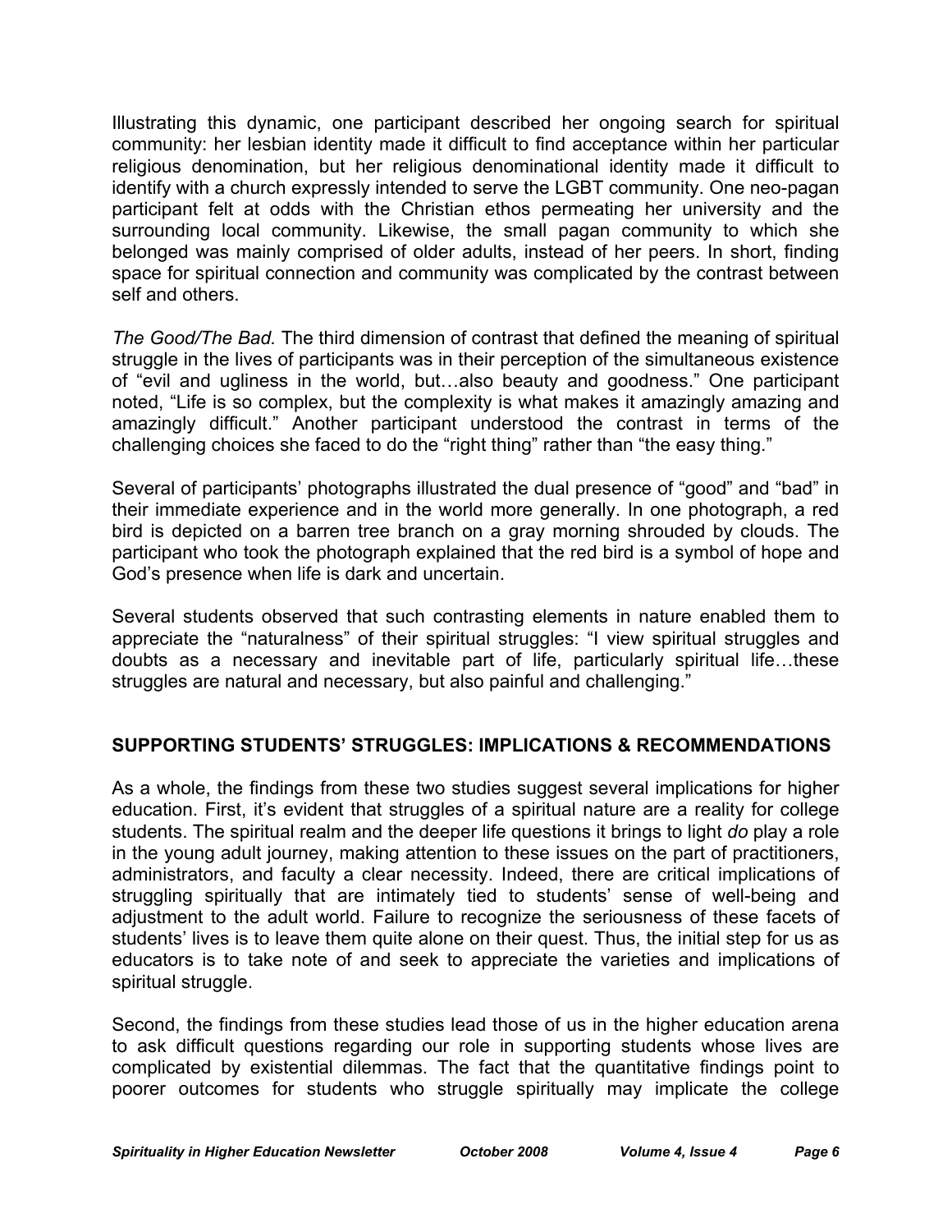Illustrating this dynamic, one participant described her ongoing search for spiritual community: her lesbian identity made it difficult to find acceptance within her particular religious denomination, but her religious denominational identity made it difficult to identify with a church expressly intended to serve the LGBT community. One neo-pagan participant felt at odds with the Christian ethos permeating her university and the surrounding local community. Likewise, the small pagan community to which she belonged was mainly comprised of older adults, instead of her peers. In short, finding space for spiritual connection and community was complicated by the contrast between self and others.

*The Good/The Bad.* The third dimension of contrast that defined the meaning of spiritual struggle in the lives of participants was in their perception of the simultaneous existence of "evil and ugliness in the world, but…also beauty and goodness." One participant noted, "Life is so complex, but the complexity is what makes it amazingly amazing and amazingly difficult." Another participant understood the contrast in terms of the challenging choices she faced to do the "right thing" rather than "the easy thing."

Several of participants' photographs illustrated the dual presence of "good" and "bad" in their immediate experience and in the world more generally. In one photograph, a red bird is depicted on a barren tree branch on a gray morning shrouded by clouds. The participant who took the photograph explained that the red bird is a symbol of hope and God's presence when life is dark and uncertain.

Several students observed that such contrasting elements in nature enabled them to appreciate the "naturalness" of their spiritual struggles: "I view spiritual struggles and doubts as a necessary and inevitable part of life, particularly spiritual life…these struggles are natural and necessary, but also painful and challenging."

## SUPPORTING STUDENTS' STRUGGLES: IMPLICATIONS & RECOMMENDATIONS

As a whole, the findings from these two studies suggest several implications for higher education. First, it's evident that struggles of a spiritual nature are a reality for college students. The spiritual realm and the deeper life questions it brings to light *do* play a role in the young adult journey, making attention to these issues on the part of practitioners, administrators, and faculty a clear necessity. Indeed, there are critical implications of struggling spiritually that are intimately tied to students' sense of well-being and adjustment to the adult world. Failure to recognize the seriousness of these facets of students' lives is to leave them quite alone on their quest. Thus, the initial step for us as educators is to take note of and seek to appreciate the varieties and implications of spiritual struggle.

Second, the findings from these studies lead those of us in the higher education arena to ask difficult questions regarding our role in supporting students whose lives are complicated by existential dilemmas. The fact that the quantitative findings point to poorer outcomes for students who struggle spiritually may implicate the college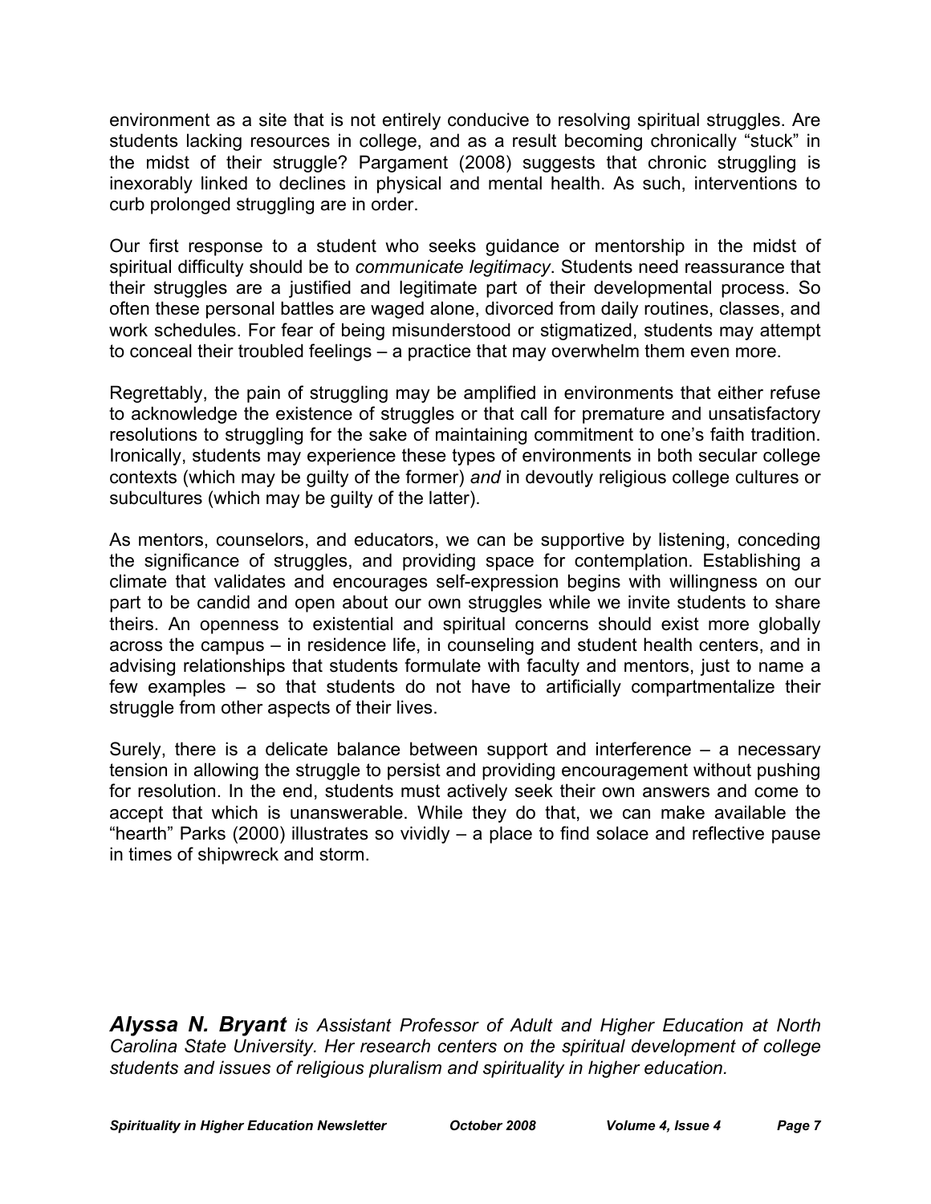environment as a site that is not entirely conducive to resolving spiritual struggles. Are students lacking resources in college, and as a result becoming chronically "stuck" in the midst of their struggle? Pargament (2008) suggests that chronic struggling is inexorably linked to declines in physical and mental health. As such, interventions to curb prolonged struggling are in order.

Our first response to a student who seeks guidance or mentorship in the midst of spiritual difficulty should be to *communicate legitimacy*. Students need reassurance that their struggles are a justified and legitimate part of their developmental process. So often these personal battles are waged alone, divorced from daily routines, classes, and work schedules. For fear of being misunderstood or stigmatized, students may attempt to conceal their troubled feelings – a practice that may overwhelm them even more.

Regrettably, the pain of struggling may be amplified in environments that either refuse to acknowledge the existence of struggles or that call for premature and unsatisfactory resolutions to struggling for the sake of maintaining commitment to one's faith tradition. Ironically, students may experience these types of environments in both secular college contexts (which may be guilty of the former) *and* in devoutly religious college cultures or subcultures (which may be guilty of the latter).

As mentors, counselors, and educators, we can be supportive by listening, conceding the significance of struggles, and providing space for contemplation. Establishing a climate that validates and encourages self-expression begins with willingness on our part to be candid and open about our own struggles while we invite students to share theirs. An openness to existential and spiritual concerns should exist more globally across the campus – in residence life, in counseling and student health centers, and in advising relationships that students formulate with faculty and mentors, just to name a few examples – so that students do not have to artificially compartmentalize their struggle from other aspects of their lives.

Surely, there is a delicate balance between support and interference – a necessary tension in allowing the struggle to persist and providing encouragement without pushing for resolution. In the end, students must actively seek their own answers and come to accept that which is unanswerable. While they do that, we can make available the "hearth" Parks (2000) illustrates so vividly – a place to find solace and reflective pause in times of shipwreck and storm.

***Alyssa N. Bryant*** *is Assistant Professor of Adult and Higher Education at North Carolina State University. Her research centers on the spiritual development of college students and issues of religious pluralism and spirituality in higher education.*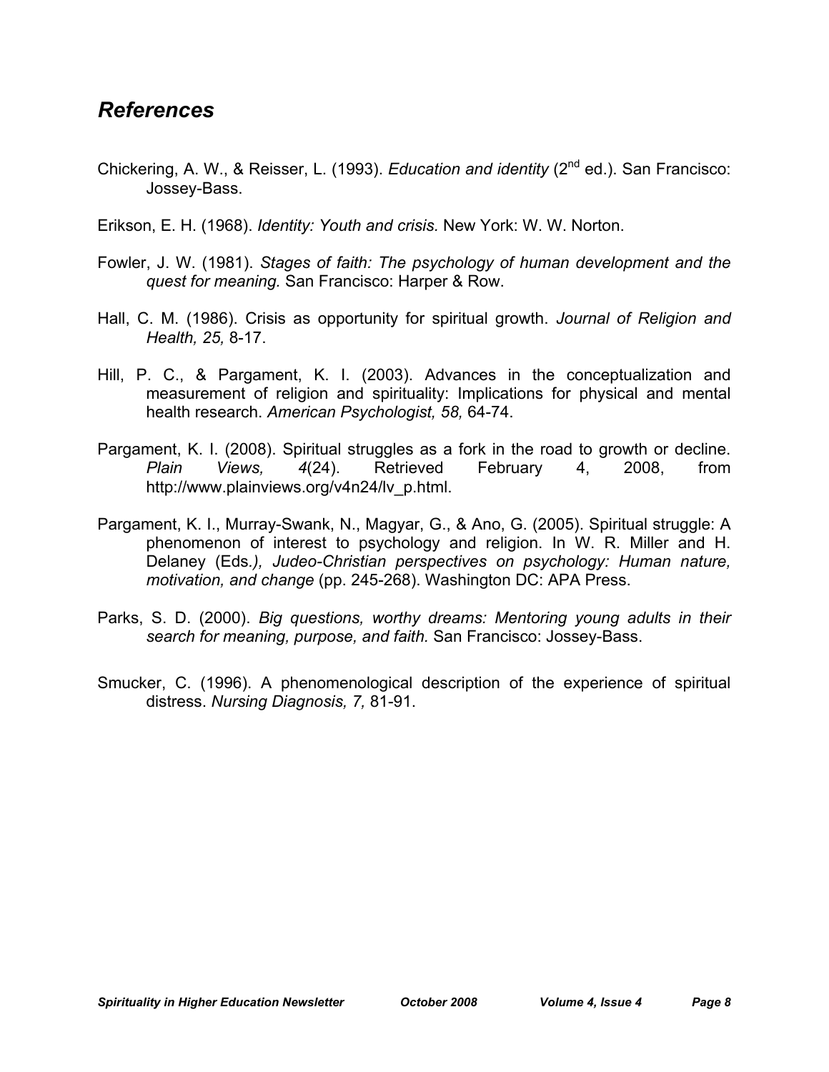## *References*

Chickering, A. W., & Reisser, L. (1993). *Education and identity* (2nd ed.). San Francisco: Jossey-Bass.

Erikson, E. H. (1968). *Identity: Youth and crisis.* New York: W. W. Norton.

Fowler, J. W. (1981). *Stages of faith: The psychology of human development and the quest for meaning.* San Francisco: Harper & Row.

Hall, C. M. (1986). Crisis as opportunity for spiritual growth. *Journal of Religion and Health, 25,* 8-17.

Hill, P. C., & Pargament, K. I. (2003). Advances in the conceptualization and measurement of religion and spirituality: Implications for physical and mental health research. *American Psychologist, 58,* 64-74.

Pargament, K. I. (2008). Spiritual struggles as a fork in the road to growth or decline. *Plain Views, 4*(24). Retrieved February 4, 2008, from http://www.plainviews.org/v4n24/lv_p.html.

Pargament, K. I., Murray-Swank, N., Magyar, G., & Ano, G. (2005). Spiritual struggle: A phenomenon of interest to psychology and religion. In W. R. Miller and H. Delaney (Eds.), *Judeo-Christian perspectives on psychology: Human nature, motivation, and change* (pp. 245-268). Washington DC: APA Press.

Parks, S. D. (2000). *Big questions, worthy dreams: Mentoring young adults in their search for meaning, purpose, and faith.* San Francisco: Jossey-Bass.

Smucker, C. (1996). A phenomenological description of the experience of spiritual distress. *Nursing Diagnosis, 7,* 81-91.